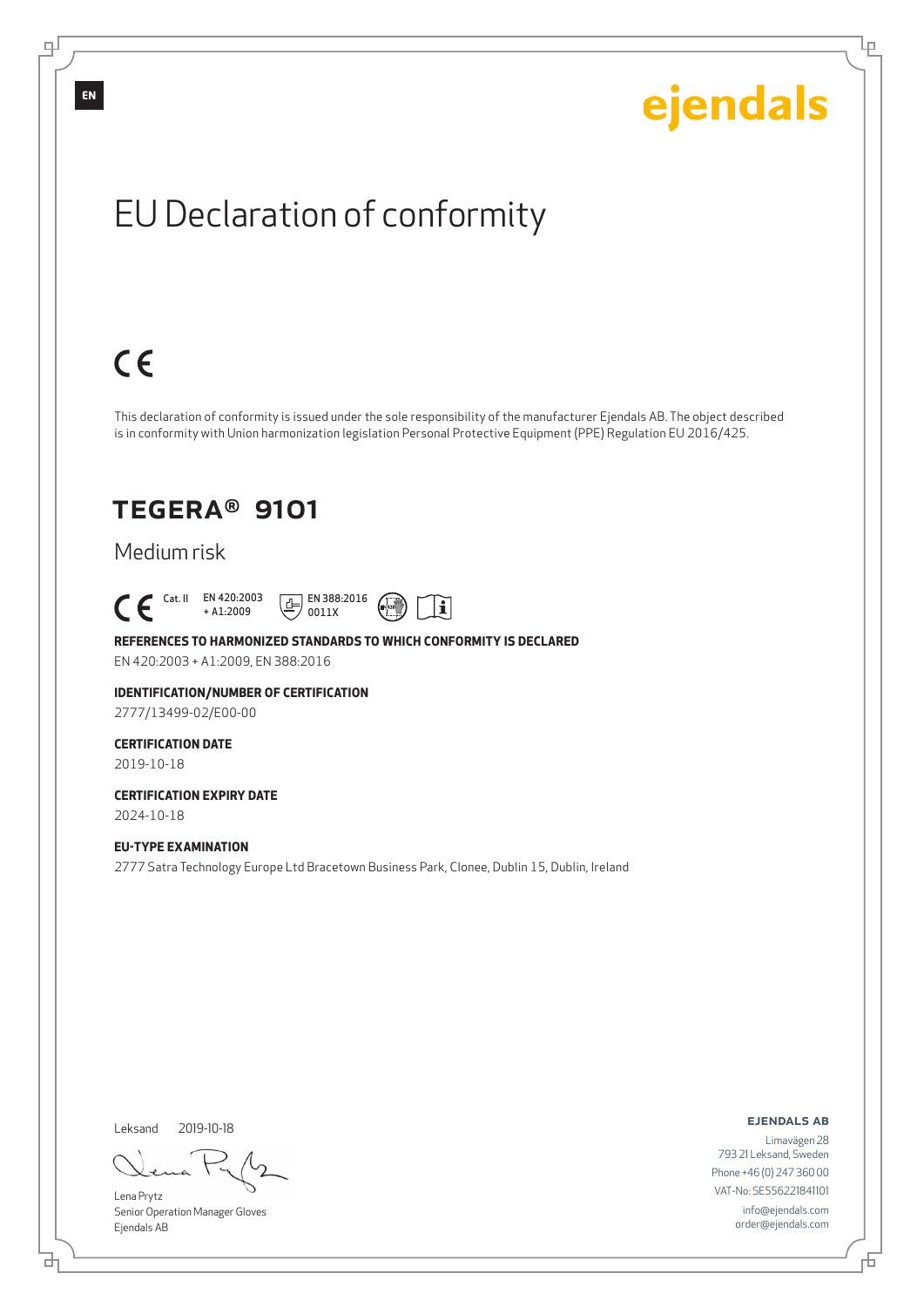EN

ejendals

# EU Declaration of conformity

CE

This declaration of conformity is issued under the sole responsibility of the manufacturer Ejendals AB. The object described is in conformity with Union harmonization legislation Personal Protective Equipment (PPE) Regulation EU 2016/425.

## TEGERA® 9101

Medium risk

CE Cat. II EN 420:2003 + A1:2009 EN 388:2016 0011X

**REFERENCES TO HARMONIZED STANDARDS TO WHICH CONFORMITY IS DECLARED**

EN 420:2003 + A1:2009, EN 388:2016

**IDENTIFICATION/NUMBER OF CERTIFICATION**

2777/13499-02/E00-00

**CERTIFICATION DATE**

2019-10-18

**CERTIFICATION EXPIRY DATE**

2024-10-18

**EU-TYPE EXAMINATION**

2777 Satra Technology Europe Ltd Bracetown Business Park, Clonee, Dublin 15, Dublin, Ireland

Leksand 2019-10-18

Lena Prytz
Senior Operation Manager Gloves
Ejendals AB

**EJENDALS AB**
Limavägen 28
793 21 Leksand, Sweden
Phone +46 (0) 247 360 00
VAT-No: SE556221841101
info@ejendals.com
order@ejendals.com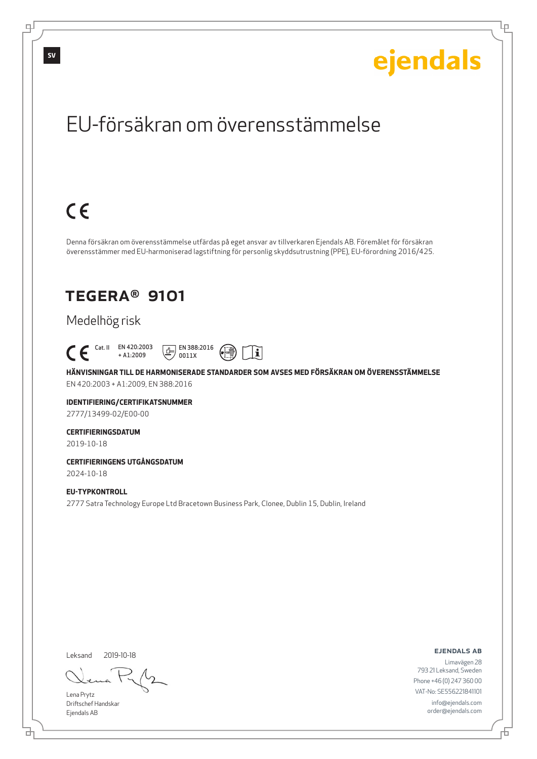SV

ejendals

# EU-försäkran om överensstämmelse

CE

Denna försäkran om överensstämmelse utfärdas på eget ansvar av tillverkaren Ejendals AB. Föremålet för försäkran överensstämmer med EU-harmoniserad lagstiftning för personlig skyddsutrustning (PPE), EU-förordning 2016/425.

## TEGERA® 9101

Medelhög risk

CE Cat. II EN 420:2003 + A1:2009 EN 388:2016 0011X

**HÄNVISNINGAR TILL DE HARMONISERADE STANDARDER SOM AVSES MED FÖRSÄKRAN OM ÖVERENSSTÄMMELSE**
EN 420:2003 + A1:2009, EN 388:2016

**IDENTIFIERING/CERTIFIKATSNUMMER**
2777/13499-02/E00-00

**CERTIFIERINGSDATUM**
2019-10-18

**CERTIFIERINGENS UTGÅNGSDATUM**
2024-10-18

**EU-TYPKONTROLL**
2777 Satra Technology Europe Ltd Bracetown Business Park, Clonee, Dublin 15, Dublin, Ireland

Leksand 2019-10-18

Lena Prytz
Driftschef Handskar
Ejendals AB

**EJENDALS AB**
Limavägen 28
793 21 Leksand, Sweden
Phone +46 (0) 247 360 00
VAT-No: SE556221841101
info@ejendals.com
order@ejendals.com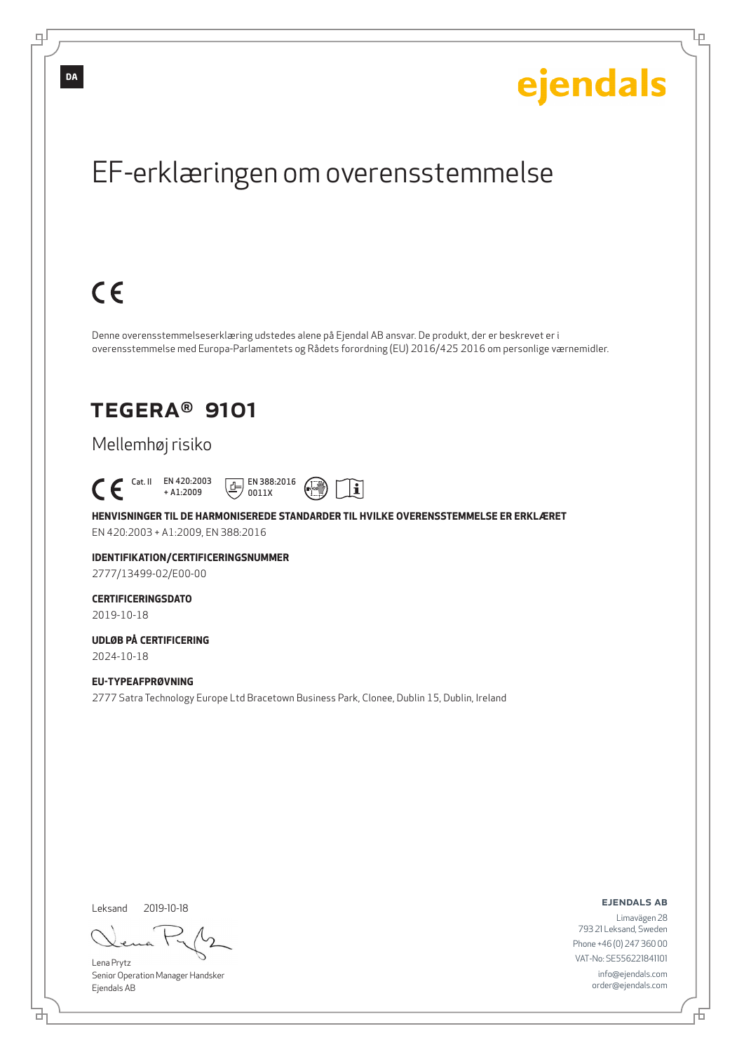DA

ejendals

# EF-erklæringen om overensstemmelse

CE

Denne overensstemmelseserklæring udstedes alene på Ejendal AB ansvar. De produkt, der er beskrevet er i overensstemmelse med Europa-Parlamentets og Rådets forordning (EU) 2016/425 2016 om personlige værnemidler.

## TEGERA® 9101

Mellemhøj risiko

CE Cat. II EN 420:2003 + A1:2009 EN 388:2016 0011X

**HENVISNINGER TIL DE HARMONISEREDE STANDARDER TIL HVILKE OVERENSSTEMMELSE ER ERKLÆRET**

EN 420:2003 + A1:2009, EN 388:2016

**IDENTIFIKATION/CERTIFICERINGSNUMMER**

2777/13499-02/E00-00

**CERTIFICERINGSDATO**

2019-10-18

**UDLØB PÅ CERTIFICERING**

2024-10-18

**EU-TYPEAFPRØVNING**

2777 Satra Technology Europe Ltd Bracetown Business Park, Clonee, Dublin 15, Dublin, Ireland

Leksand 2019-10-18

Lena Prytz
Senior Operation Manager Handsker
Ejendals AB

**EJENDALS AB**
Limavägen 28
793 21 Leksand, Sweden
Phone +46 (0) 247 360 00
VAT-No: SE556221841101
info@ejendals.com
order@ejendals.com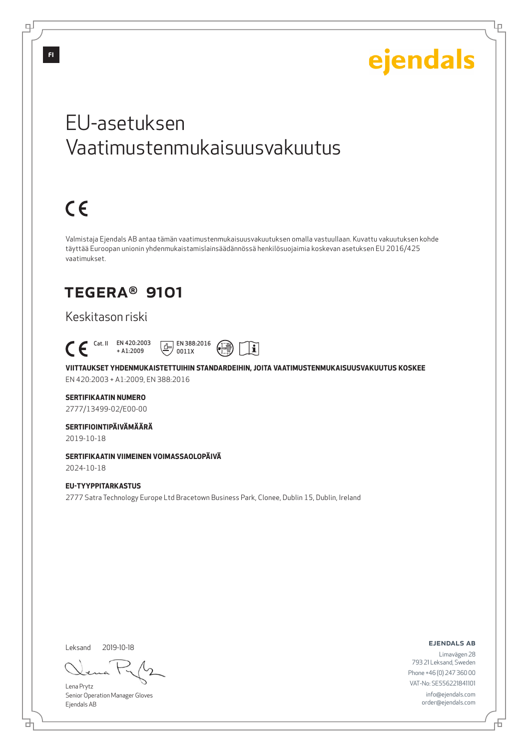FI

ejendals

# EU-asetuksen Vaatimustenmukaisuusvakuutus

CE

Valmistaja Ejendals AB antaa tämän vaatimustenmukaisuusvakuutuksen omalla vastuullaan. Kuvattu vakuutuksen kohde täyttää Euroopan unionin yhdenmukaistamislainsäädännössä henkilösuojaimia koskevan asetuksen EU 2016/425 vaatimukset.

## TEGERA® 9101

Keskitason riski

CE Cat. II EN 420:2003 + A1:2009 EN 388:2016 0011X

**VIITTAUKSET YHDENMUKAISTETTUIHIN STANDARDEIHIN, JOITA VAATIMUSTENMUKAISUUSVAKUUTUS KOSKEE**

EN 420:2003 + A1:2009, EN 388:2016

**SERTIFIKAATIN NUMERO**

2777/13499-02/E00-00

**SERTIFIOINTIPÄIVÄMÄÄRÄ**

2019-10-18

**SERTIFIKAATIN VIIMEINEN VOIMASSAOLOPÄIVÄ**

2024-10-18

**EU-TYYPPITARKASTUS**

2777 Satra Technology Europe Ltd Bracetown Business Park, Clonee, Dublin 15, Dublin, Ireland

Leksand 2019-10-18

Lena Prytz
Senior Operation Manager Gloves
Ejendals AB

**EJENDALS AB**
Limavägen 28
793 21 Leksand, Sweden
Phone +46 (0) 247 360 00
VAT-No: SE556221841101
info@ejendals.com
order@ejendals.com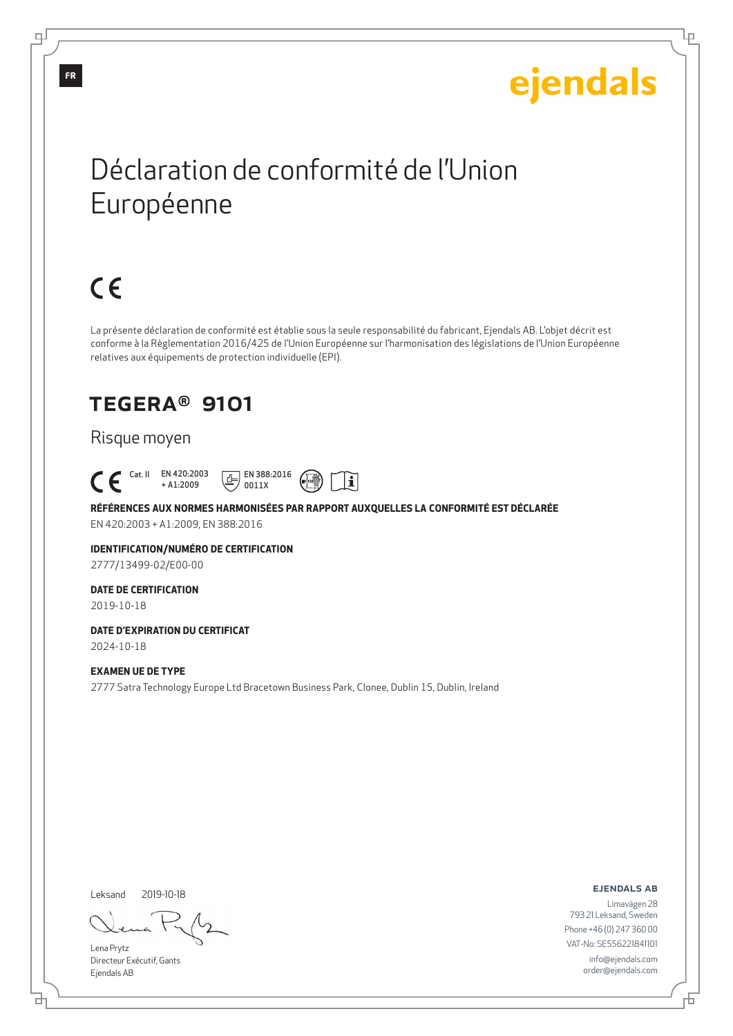FR

ejendals

# Déclaration de conformité de l'Union Européenne

CE

La présente déclaration de conformité est établie sous la seule responsabilité du fabricant, Ejendals AB. L'objet décrit est conforme à la Règlementation 2016/425 de l'Union Européenne sur l'harmonisation des législations de l'Union Européenne relatives aux équipements de protection individuelle (EPI).

## TEGERA® 9101

Risque moyen

CE Cat. II EN 420:2003 + A1:2009 EN 388:2016 0011X

**RÉFÉRENCES AUX NORMES HARMONISÉES PAR RAPPORT AUXQUELLES LA CONFORMITÉ EST DÉCLARÉE**

EN 420:2003 + A1:2009, EN 388:2016

**IDENTIFICATION/NUMÉRO DE CERTIFICATION**

2777/13499-02/E00-00

**DATE DE CERTIFICATION**

2019-10-18

**DATE D'EXPIRATION DU CERTIFICAT**

2024-10-18

**EXAMEN UE DE TYPE**

2777 Satra Technology Europe Ltd Bracetown Business Park, Clonee, Dublin 15, Dublin, Ireland

Leksand 2019-10-18

Lena Prytz
Directeur Exécutif, Gants
Ejendals AB

**EJENDALS AB**

Limavägen 28
793 21 Leksand, Sweden
Phone +46 (0) 247 360 00
VAT-No: SE556221841101
info@ejendals.com
order@ejendals.com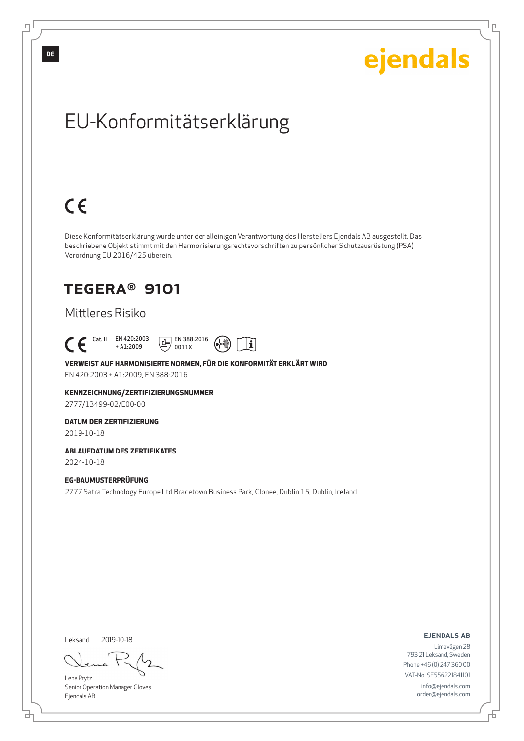DE

ejendals

# EU-Konformitätserklärung

CE

Diese Konformitätserklärung wurde unter der alleinigen Verantwortung des Herstellers Ejendals AB ausgestellt. Das beschriebene Objekt stimmt mit den Harmonisierungsrechtsvorschriften zu persönlicher Schutzausrüstung (PSA) Verordnung EU 2016/425 überein.

## TEGERA® 9101

Mittleres Risiko

CE Cat. II EN 420:2003 + A1:2009 EN 388:2016 0011X

**VERWEIST AUF HARMONISIERTE NORMEN, FÜR DIE KONFORMITÄT ERKLÄRT WIRD**

EN 420:2003 + A1:2009, EN 388:2016

**KENNZEICHNUNG/ZERTIFIZIERUNGSNUMMER**

2777/13499-02/E00-00

**DATUM DER ZERTIFIZIERUNG**

2019-10-18

**ABLAUFDATUM DES ZERTIFIKATES**

2024-10-18

**EG-BAUMUSTERPRÜFUNG**

2777 Satra Technology Europe Ltd Bracetown Business Park, Clonee, Dublin 15, Dublin, Ireland

Leksand 2019-10-18

Lena Prytz
Senior Operation Manager Gloves
Ejendals AB

**EJENDALS AB**

Limavägen 28
793 21 Leksand, Sweden
Phone +46 (0) 247 360 00
VAT-No: SE556221841101
info@ejendals.com
order@ejendals.com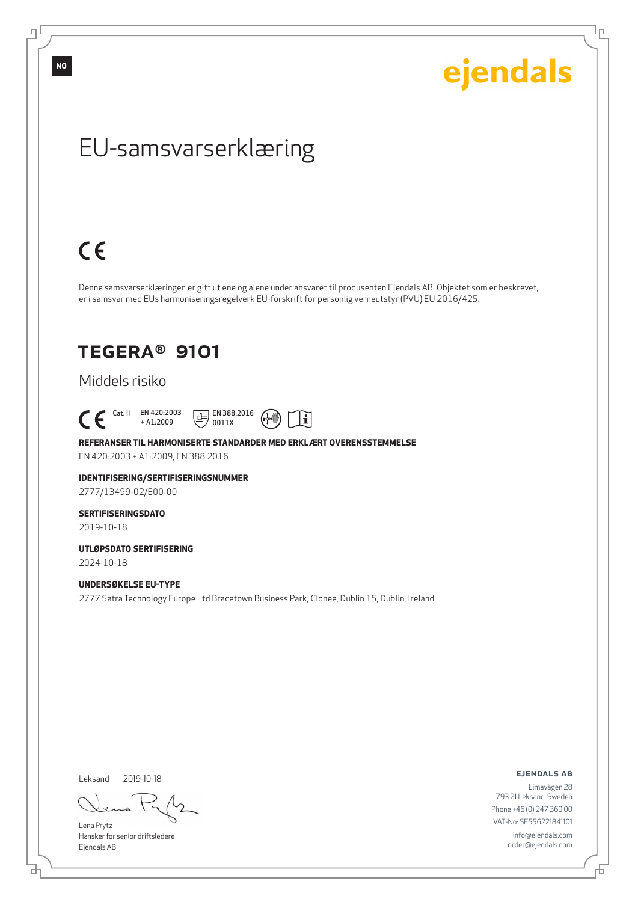NO

ejendals

# EU-samsvarserklæring

CE

Denne samsvarserklæringen er gitt ut ene og alene under ansvaret til produsenten Ejendals AB. Objektet som er beskrevet, er i samsvar med EUs harmoniseringsregelverk EU-forskrift for personlig verneutstyr (PVU) EU 2016/425.

## TEGERA® 9101

Middels risiko

CE Cat. II EN 420:2003 + A1:2009 EN 388:2016 0011X

**REFERANSER TIL HARMONISERTE STANDARDER MED ERKLÆRT OVERENSSTEMMELSE**

EN 420:2003 + A1:2009, EN 388:2016

**IDENTIFISERING/SERTIFISERINGSNUMMER**

2777/13499-02/E00-00

**SERTIFISERINGSDATO**

2019-10-18

**UTLØPSDATO SERTIFISERING**

2024-10-18

**UNDERSØKELSE EU-TYPE**

2777 Satra Technology Europe Ltd Bracetown Business Park, Clonee, Dublin 15, Dublin, Ireland

Leksand 2019-10-18

Lena Prytz
Hansker for senior driftsledere
Ejendals AB

**EJENDALS AB**
Limavägen 28
793 21 Leksand, Sweden
Phone +46 (0) 247 360 00
VAT-No: SE556221841101
info@ejendals.com
order@ejendals.com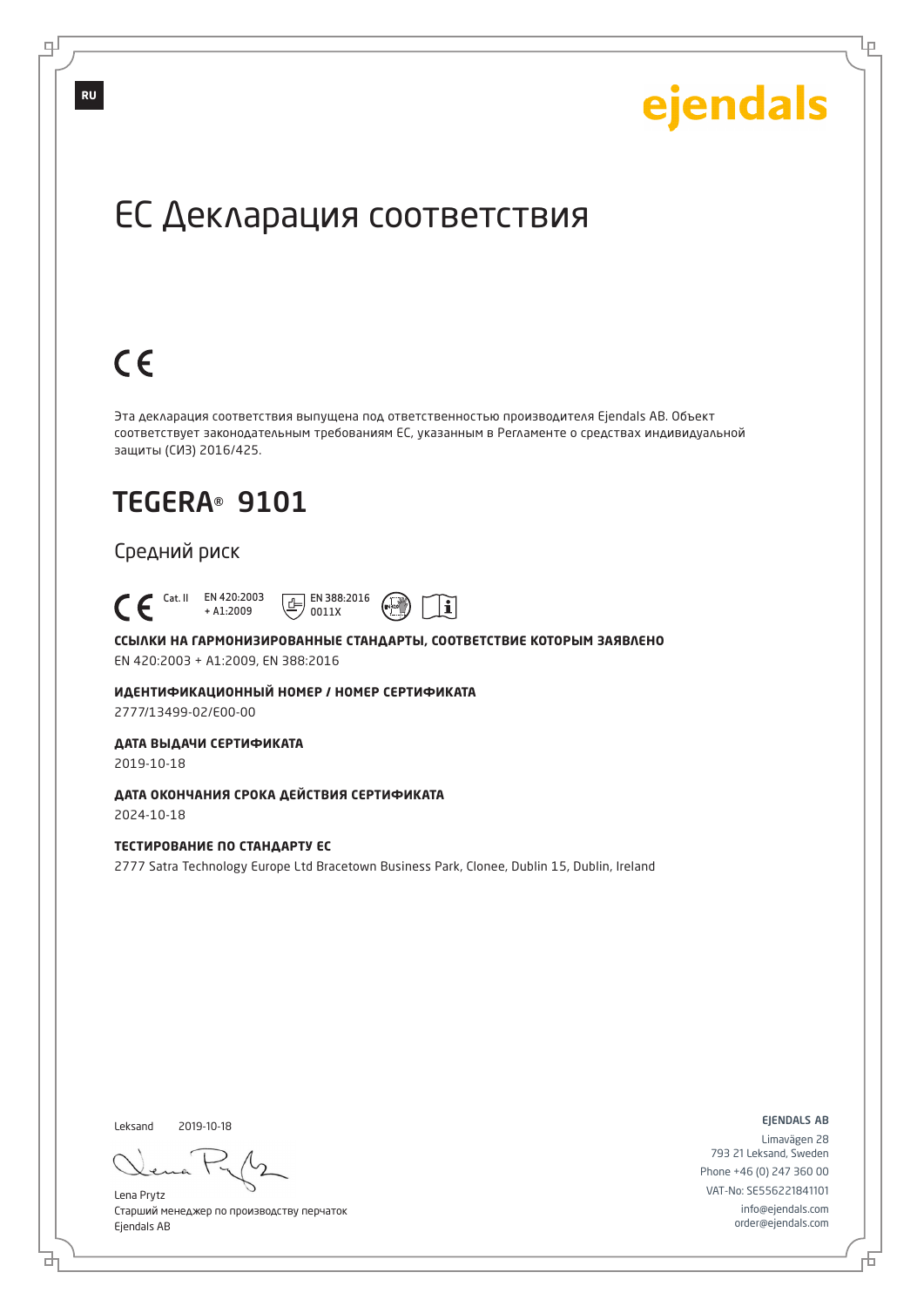RU

ejendals

# ЕС Декларация соответствия

CE

Эта декларация соответствия выпущена под ответственностью производителя Ejendals AB. Объект соответствует законодательным требованиям ЕС, указанным в Регламенте о средствах индивидуальной защиты (СИЗ) 2016/425.

## TEGERA® 9101

### Средний риск

CE Cat. II EN 420:2003 + A1:2009 EN 388:2016 0011X

**ССЫЛКИ НА ГАРМОНИЗИРОВАННЫЕ СТАНДАРТЫ, СООТВЕТСТВИЕ КОТОРЫМ ЗАЯВЛЕНО**

EN 420:2003 + A1:2009, EN 388:2016

**ИДЕНТИФИКАЦИОННЫЙ НОМЕР / НОМЕР СЕРТИФИКАТА**

2777/13499-02/E00-00

**ДАТА ВЫДАЧИ СЕРТИФИКАТА**

2019-10-18

**ДАТА ОКОНЧАНИЯ СРОКА ДЕЙСТВИЯ СЕРТИФИКАТА**

2024-10-18

**ТЕСТИРОВАНИЕ ПО СТАНДАРТУ ЕС**

2777 Satra Technology Europe Ltd Bracetown Business Park, Clonee, Dublin 15, Dublin, Ireland

Leksand 2019-10-18

Lena Prytz
Старший менеджер по производству перчаток
Ejendals AB

EJENDALS AB
Limavägen 28
793 21 Leksand, Sweden
Phone +46 (0) 247 360 00
VAT-No: SE556221841101
info@ejendals.com
order@ejendals.com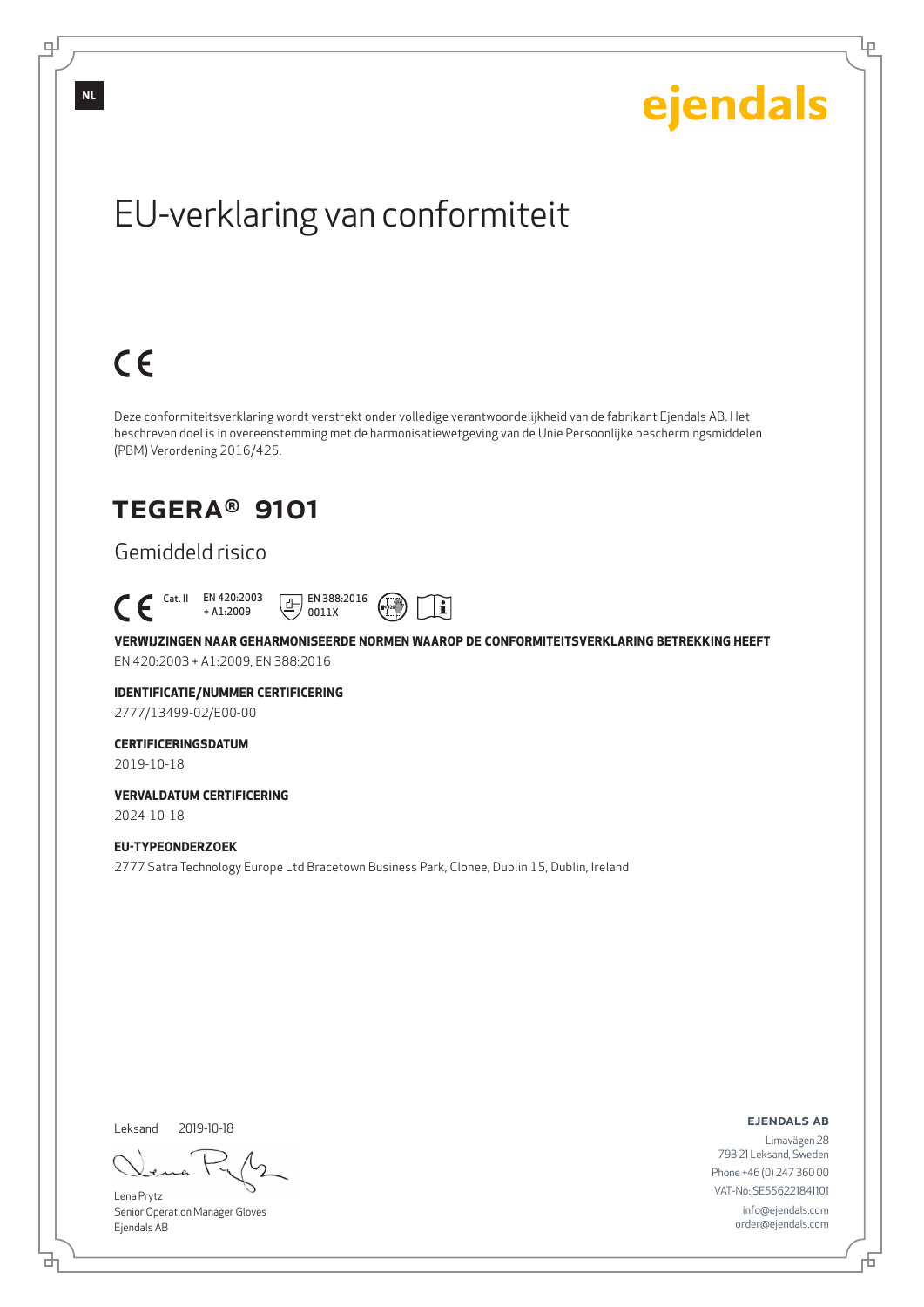NL

ejendals

# EU-verklaring van conformiteit

CE

Deze conformiteitsverklaring wordt verstrekt onder volledige verantwoordelijkheid van de fabrikant Ejendals AB. Het beschreven doel is in overeenstemming met de harmonisatiewetgeving van de Unie Persoonlijke beschermingsmiddelen (PBM) Verordening 2016/425.

## TEGERA® 9101

### Gemiddeld risico

CE Cat. II EN 420:2003 + A1:2009 EN 388:2016 0011X

**VERWIJZINGEN NAAR GEHARMONISEERDE NORMEN WAAROP DE CONFORMITEITSVERKLARING BETREKKING HEEFT**

EN 420:2003 + A1:2009, EN 388:2016

**IDENTIFICATIE/NUMMER CERTIFICERING**

2777/13499-02/E00-00

**CERTIFICERINGSDATUM**

2019-10-18

**VERVALDATUM CERTIFICERING**

2024-10-18

**EU-TYPEONDERZOEK**

2777 Satra Technology Europe Ltd Bracetown Business Park, Clonee, Dublin 15, Dublin, Ireland

Leksand 2019-10-18

Lena Prytz
Senior Operation Manager Gloves
Ejendals AB

**EJENDALS AB**

Limavägen 28
793 21 Leksand, Sweden
Phone +46 (0) 247 360 00
VAT-No: SE556221841101
info@ejendals.com
order@ejendals.com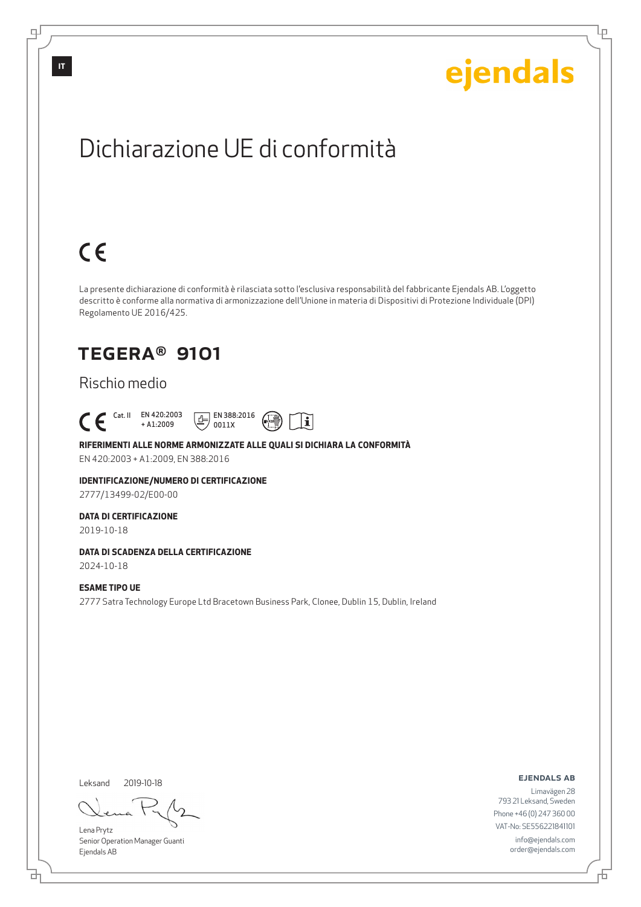ejendals

# Dichiarazione UE di conformità

CE

La presente dichiarazione di conformità è rilasciata sotto l'esclusiva responsabilità del fabbricante Ejendals AB. L'oggetto descritto è conforme alla normativa di armonizzazione dell'Unione in materia di Dispositivi di Protezione Individuale (DPI) Regolamento UE 2016/425.

## TEGERA® 9101

Rischio medio

CE Cat. II EN 420:2003 + A1:2009 EN 388:2016 0011X

**RIFERIMENTI ALLE NORME ARMONIZZATE ALLE QUALI SI DICHIARA LA CONFORMITÀ**

EN 420:2003 + A1:2009, EN 388:2016

**IDENTIFICAZIONE/NUMERO DI CERTIFICAZIONE**

2777/13499-02/E00-00

**DATA DI CERTIFICAZIONE**

2019-10-18

**DATA DI SCADENZA DELLA CERTIFICAZIONE**

2024-10-18

**ESAME TIPO UE**

2777 Satra Technology Europe Ltd Bracetown Business Park, Clonee, Dublin 15, Dublin, Ireland

Leksand 2019-10-18

Lena Prytz
Senior Operation Manager Guanti
Ejendals AB

**EJENDALS AB**
Limavägen 28
793 21 Leksand, Sweden
Phone +46 (0) 247 360 00
VAT-No: SE556221841101
info@ejendals.com
order@ejendals.com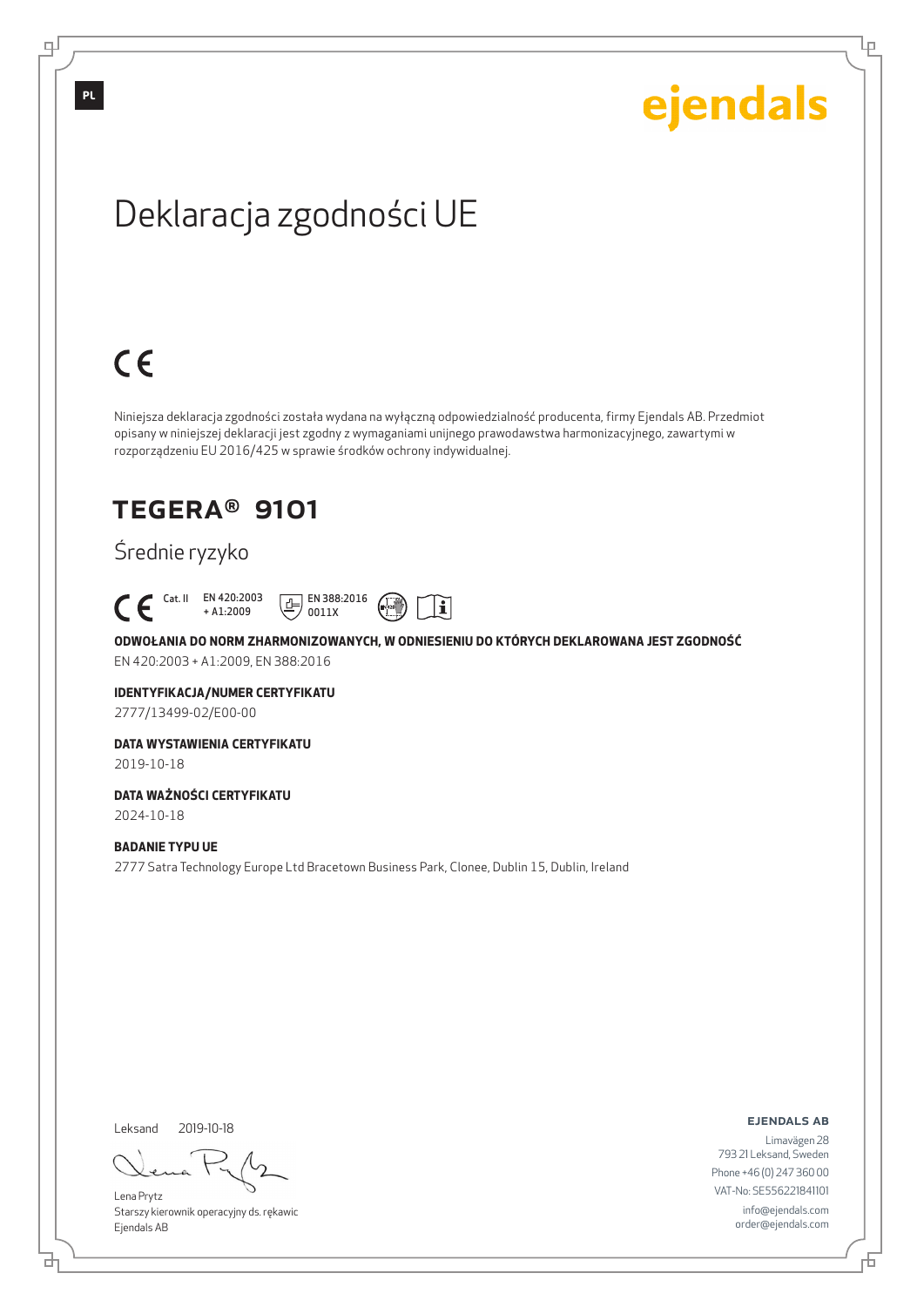PL

ejendals

# Deklaracja zgodności UE

CE

Niniejsza deklaracja zgodności została wydana na wyłączną odpowiedzialność producenta, firmy Ejendals AB. Przedmiot opisany w niniejszej deklaracji jest zgodny z wymaganiami unijnego prawodawstwa harmonizacyjnego, zawartymi w rozporządzeniu EU 2016/425 w sprawie środków ochrony indywidualnej.

## TEGERA® 9101

Średnie ryzyko

CE Cat. II EN 420:2003 + A1:2009 EN 388:2016 0011X

**ODWOŁANIA DO NORM ZHARMONIZOWANYCH, W ODNIESIENIU DO KTÓRYCH DEKLAROWANA JEST ZGODNOŚĆ**
EN 420:2003 + A1:2009, EN 388:2016

**IDENTYFIKACJA/NUMER CERTYFIKATU**
2777/13499-02/E00-00

**DATA WYSTAWIENIA CERTYFIKATU**
2019-10-18

**DATA WAŻNOŚCI CERTYFIKATU**
2024-10-18

**BADANIE TYPU UE**
2777 Satra Technology Europe Ltd Bracetown Business Park, Clonee, Dublin 15, Dublin, Ireland

Leksand 2019-10-18

Lena Prytz
Starszy kierownik operacyjny ds. rękawic
Ejendals AB

**EJENDALS AB**
Limavägen 28
793 21 Leksand, Sweden
Phone +46 (0) 247 360 00
VAT-No: SE556221841101
info@ejendals.com
order@ejendals.com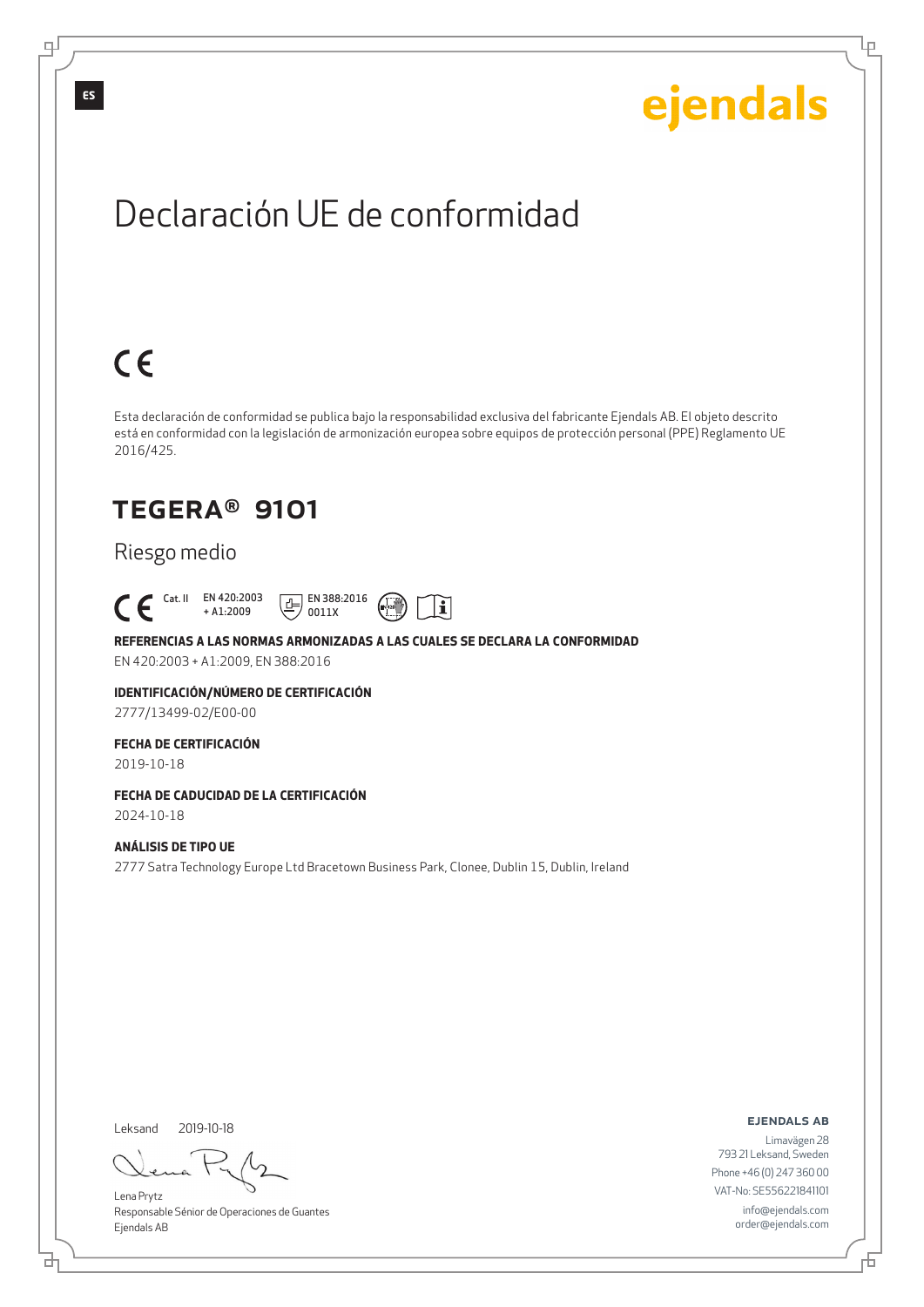ES

ejendals

# Declaración UE de conformidad

CE

Esta declaración de conformidad se publica bajo la responsabilidad exclusiva del fabricante Ejendals AB. El objeto descrito está en conformidad con la legislación de armonización europea sobre equipos de protección personal (PPE) Reglamento UE 2016/425.

## TEGERA® 9101

### Riesgo medio

CE Cat. II EN 420:2003 + A1:2009 EN 388:2016 0011X

**REFERENCIAS A LAS NORMAS ARMONIZADAS A LAS CUALES SE DECLARA LA CONFORMIDAD**

EN 420:2003 + A1:2009, EN 388:2016

**IDENTIFICACIÓN/NÚMERO DE CERTIFICACIÓN**

2777/13499-02/E00-00

**FECHA DE CERTIFICACIÓN**

2019-10-18

**FECHA DE CADUCIDAD DE LA CERTIFICACIÓN**

2024-10-18

**ANÁLISIS DE TIPO UE**

2777 Satra Technology Europe Ltd Bracetown Business Park, Clonee, Dublin 15, Dublin, Ireland

Leksand 2019-10-18

Lena Prytz
Responsable Sénior de Operaciones de Guantes
Ejendals AB

**EJENDALS AB**

Limavägen 28
793 21 Leksand, Sweden
Phone +46 (0) 247 360 00
VAT-No: SE556221841101
info@ejendals.com
order@ejendals.com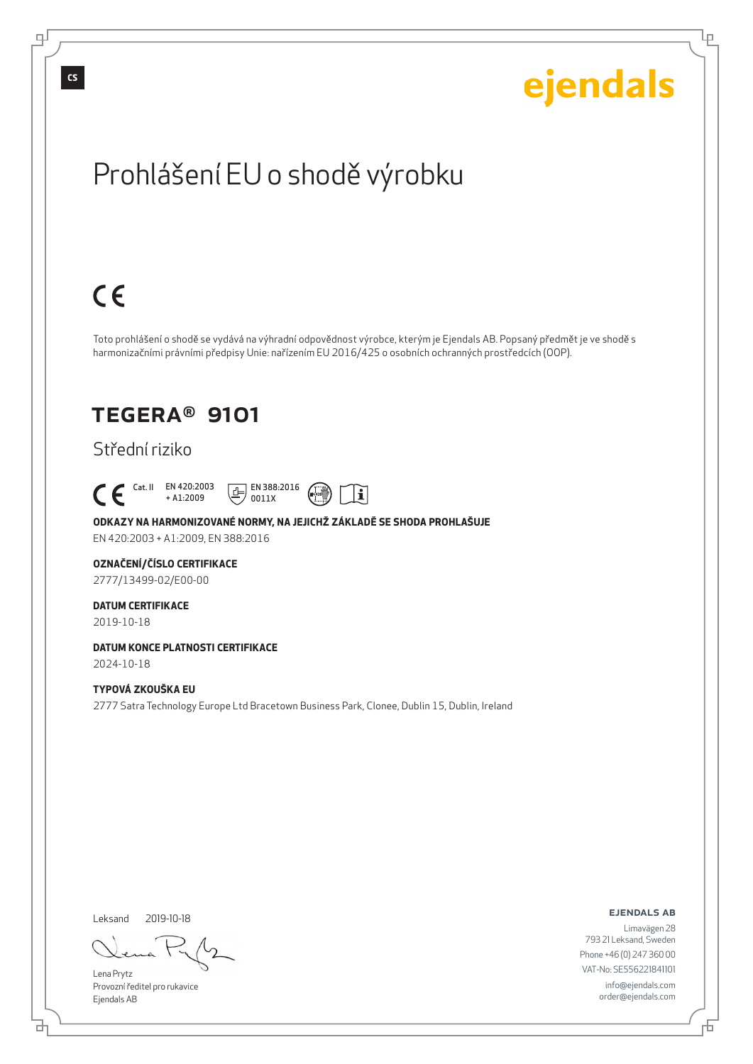CS

ejendals

# Prohlášení EU o shodě výrobku

CE

Toto prohlášení o shodě se vydává na výhradní odpovědnost výrobce, kterým je Ejendals AB. Popsaný předmět je ve shodě s harmonizačními právními předpisy Unie: nařízením EU 2016/425 o osobních ochranných prostředcích (OOP).

## TEGERA® 9101

Střední riziko

CE Cat. II EN 420:2003 + A1:2009 EN 388:2016 0011X

**ODKAZY NA HARMONIZOVANÉ NORMY, NA JEJICHŽ ZÁKLADĚ SE SHODA PROHLAŠUJE**
EN 420:2003 + A1:2009, EN 388:2016

**OZNAČENÍ/ČÍSLO CERTIFIKACE**
2777/13499-02/E00-00

**DATUM CERTIFIKACE**
2019-10-18

**DATUM KONCE PLATNOSTI CERTIFIKACE**
2024-10-18

**TYPOVÁ ZKOUŠKA EU**
2777 Satra Technology Europe Ltd Bracetown Business Park, Clonee, Dublin 15, Dublin, Ireland

Leksand 2019-10-18

Lena Prytz
Provozní ředitel pro rukavice
Ejendals AB

**EJENDALS AB**
Limavägen 28
793 21 Leksand, Sweden
Phone +46 (0) 247 360 00
VAT-No: SE556221841101
info@ejendals.com
order@ejendals.com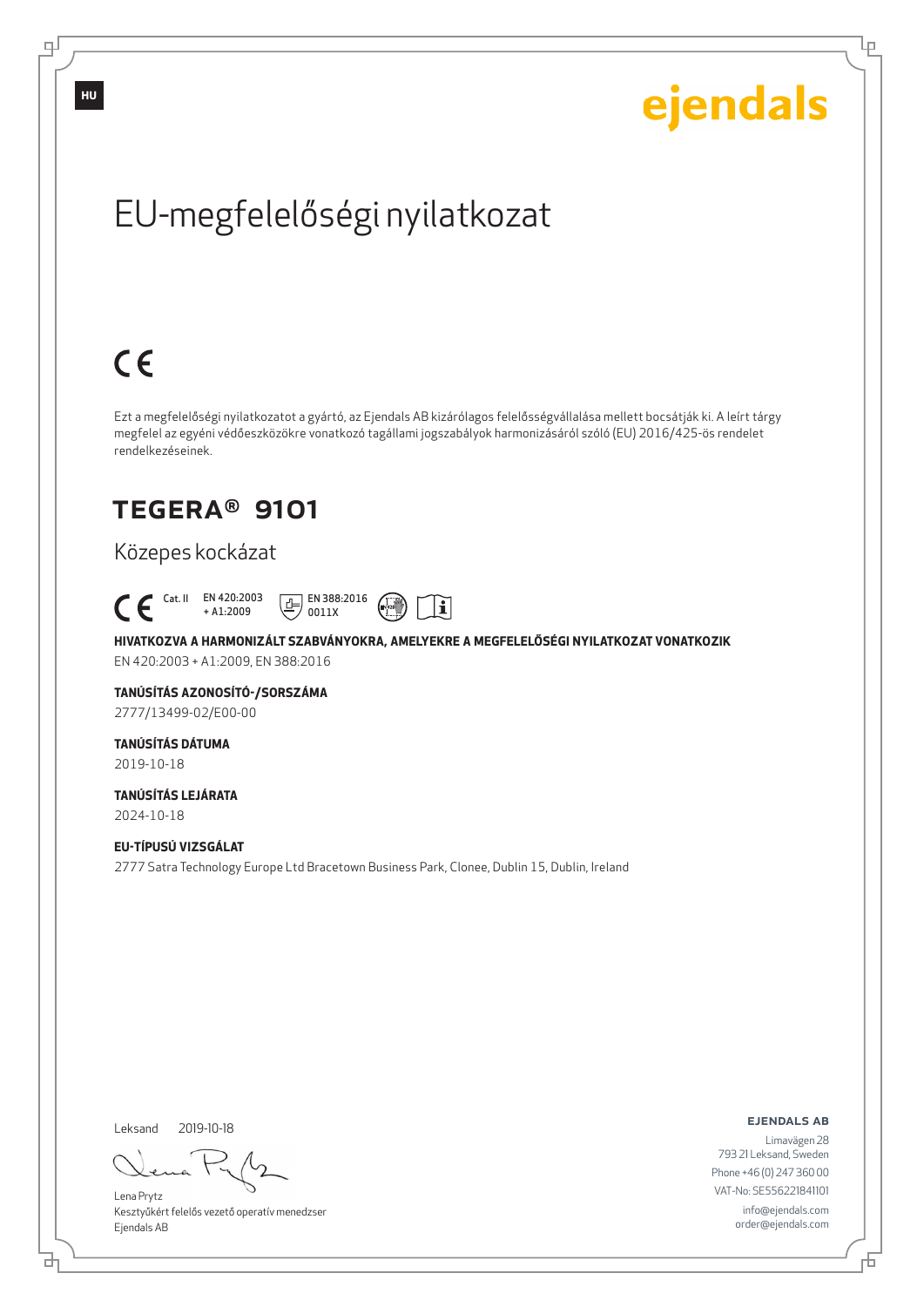HU

ejendals

# EU-megfelelőségi nyilatkozat

CE

Ezt a megfelelőségi nyilatkozatot a gyártó, az Ejendals AB kizárólagos felelősségvállalása mellett bocsátják ki. A leírt tárgy megfelel az egyéni védőeszközökre vonatkozó tagállami jogszabályok harmonizásáról szóló (EU) 2016/425-ös rendelet rendelkezéseinek.

## TEGERA® 9101

Közepes kockázat

CE Cat. II EN 420:2003 + A1:2009 EN 388:2016 0011X

**HIVATKOZVA A HARMONIZÁLT SZABVÁNYOKRA, AMELYEKRE A MEGFELELŐSÉGI NYILATKOZAT VONATKOZIK**
EN 420:2003 + A1:2009, EN 388:2016

**TANÚSÍTÁS AZONOSÍTÓ-/SORSZÁMA**
2777/13499-02/E00-00

**TANÚSÍTÁS DÁTUMA**
2019-10-18

**TANÚSÍTÁS LEJÁRATA**
2024-10-18

**EU-TÍPUSÚ VIZSGÁLAT**
2777 Satra Technology Europe Ltd Bracetown Business Park, Clonee, Dublin 15, Dublin, Ireland

Leksand 2019-10-18

Lena Prytz
Kesztyűkért felelős vezető operatív menedzser
Ejendals AB

**EJENDALS AB**
Limavägen 28
793 21 Leksand, Sweden
Phone +46 (0) 247 360 00
VAT-No: SE556221841101
info@ejendals.com
order@ejendals.com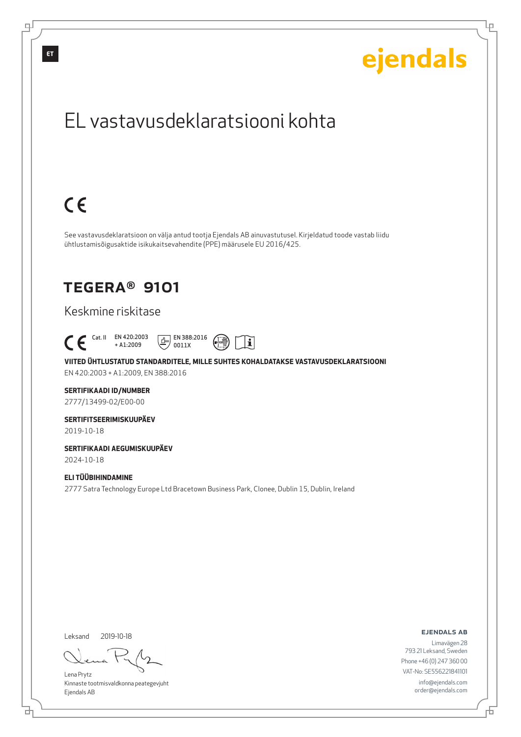ET

ejendals

# EL vastavusdeklaratsiooni kohta

CE

See vastavusdeklaratsioon on välja antud tootja Ejendals AB ainuvastutusel. Kirjeldatud toode vastab liidu ühtlustamisõigusaktide isikukaitsevahendite (PPE) määrusele EU 2016/425.

## TEGERA® 9101

Keskmine riskitase

CE Cat. II EN 420:2003 + A1:2009 EN 388:2016 0011X

**VIITED ÜHTLUSTATUD STANDARDITELE, MILLE SUHTES KOHALDATAKSE VASTAVUSDEKLARATSIOONI**
EN 420:2003 + A1:2009, EN 388:2016

**SERTIFIKAADI ID/NUMBER**
2777/13499-02/E00-00

**SERTIFITSEERIMISKUUPÄEV**
2019-10-18

**SERTIFIKAADI AEGUMISKUUPÄEV**
2024-10-18

**ELI TÜÜBIHINDAMINE**
2777 Satra Technology Europe Ltd Bracetown Business Park, Clonee, Dublin 15, Dublin, Ireland

Leksand 2019-10-18

Lena Prytz
Kinnaste tootmisvaldkonna peategevjuht
Ejendals AB

**EJENDALS AB**
Limavägen 28
793 21 Leksand, Sweden
Phone +46 (0) 247 360 00
VAT-No: SE556221841101
info@ejendals.com
order@ejendals.com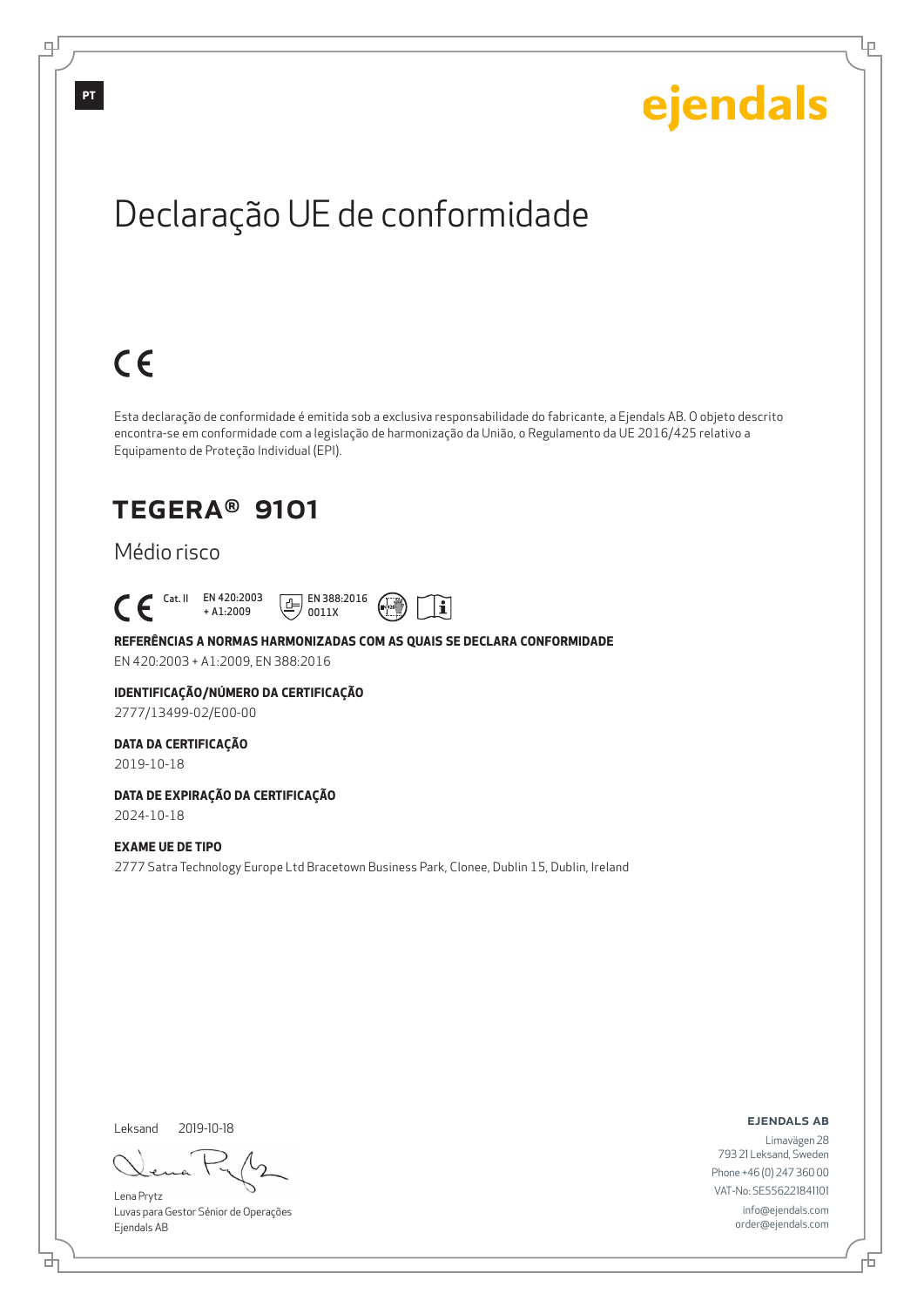PT

ejendals

# Declaração UE de conformidade

CE

Esta declaração de conformidade é emitida sob a exclusiva responsabilidade do fabricante, a Ejendals AB. O objeto descrito encontra-se em conformidade com a legislação de harmonização da União, o Regulamento da UE 2016/425 relativo a Equipamento de Proteção Individual (EPI).

## TEGERA® 9101

Médio risco

CE Cat. II EN 420:2003 + A1:2009 EN 388:2016 0011X

**REFERÊNCIAS A NORMAS HARMONIZADAS COM AS QUAIS SE DECLARA CONFORMIDADE**

EN 420:2003 + A1:2009, EN 388:2016

**IDENTIFICAÇÃO/NÚMERO DA CERTIFICAÇÃO**

2777/13499-02/E00-00

**DATA DA CERTIFICAÇÃO**

2019-10-18

**DATA DE EXPIRAÇÃO DA CERTIFICAÇÃO**

2024-10-18

**EXAME UE DE TIPO**

2777 Satra Technology Europe Ltd Bracetown Business Park, Clonee, Dublin 15, Dublin, Ireland

Leksand 2019-10-18

Lena Prytz
Luvas para Gestor Sénior de Operações
Ejendals AB

**EJENDALS AB**

Limavägen 28
793 21 Leksand, Sweden
Phone +46 (0) 247 360 00
VAT-No: SE556221841101
info@ejendals.com
order@ejendals.com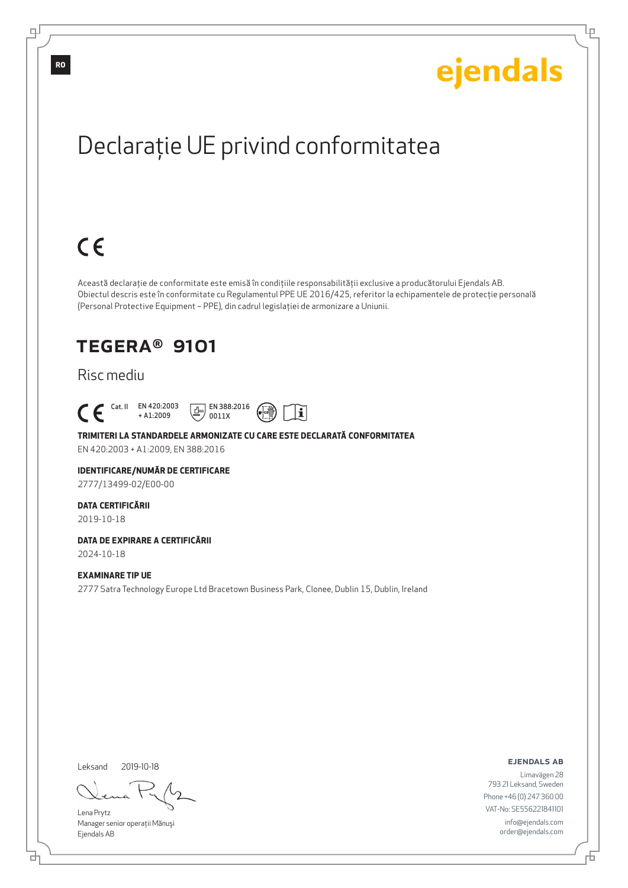RO

ejendals

# Declarație UE privind conformitatea

CE

Această declarație de conformitate este emisă în condițiile responsabilității exclusive a producătorului Ejendals AB. Obiectul descris este în conformitate cu Regulamentul PPE UE 2016/425, referitor la echipamentele de protecție personală (Personal Protective Equipment – PPE), din cadrul legislației de armonizare a Uniunii.

## TEGERA® 9101

Risc mediu

CE Cat. II EN 420:2003 + A1:2009 EN 388:2016 0011X

**TRIMITERI LA STANDARDELE ARMONIZATE CU CARE ESTE DECLARATĂ CONFORMITATEA**
EN 420:2003 + A1:2009, EN 388:2016

**IDENTIFICARE/NUMĂR DE CERTIFICARE**
2777/13499-02/E00-00

**DATA CERTIFICĂRII**
2019-10-18

**DATA DE EXPIRARE A CERTIFICĂRII**
2024-10-18

**EXAMINARE TIP UE**
2777 Satra Technology Europe Ltd Bracetown Business Park, Clonee, Dublin 15, Dublin, Ireland

Leksand 2019-10-18

Lena Prytz
Manager senior operații Mănuși
Ejendals AB

**EJENDALS AB**
Limavägen 28
793 21 Leksand, Sweden
Phone +46 (0) 247 360 00
VAT-No: SE556221841101
info@ejendals.com
order@ejendals.com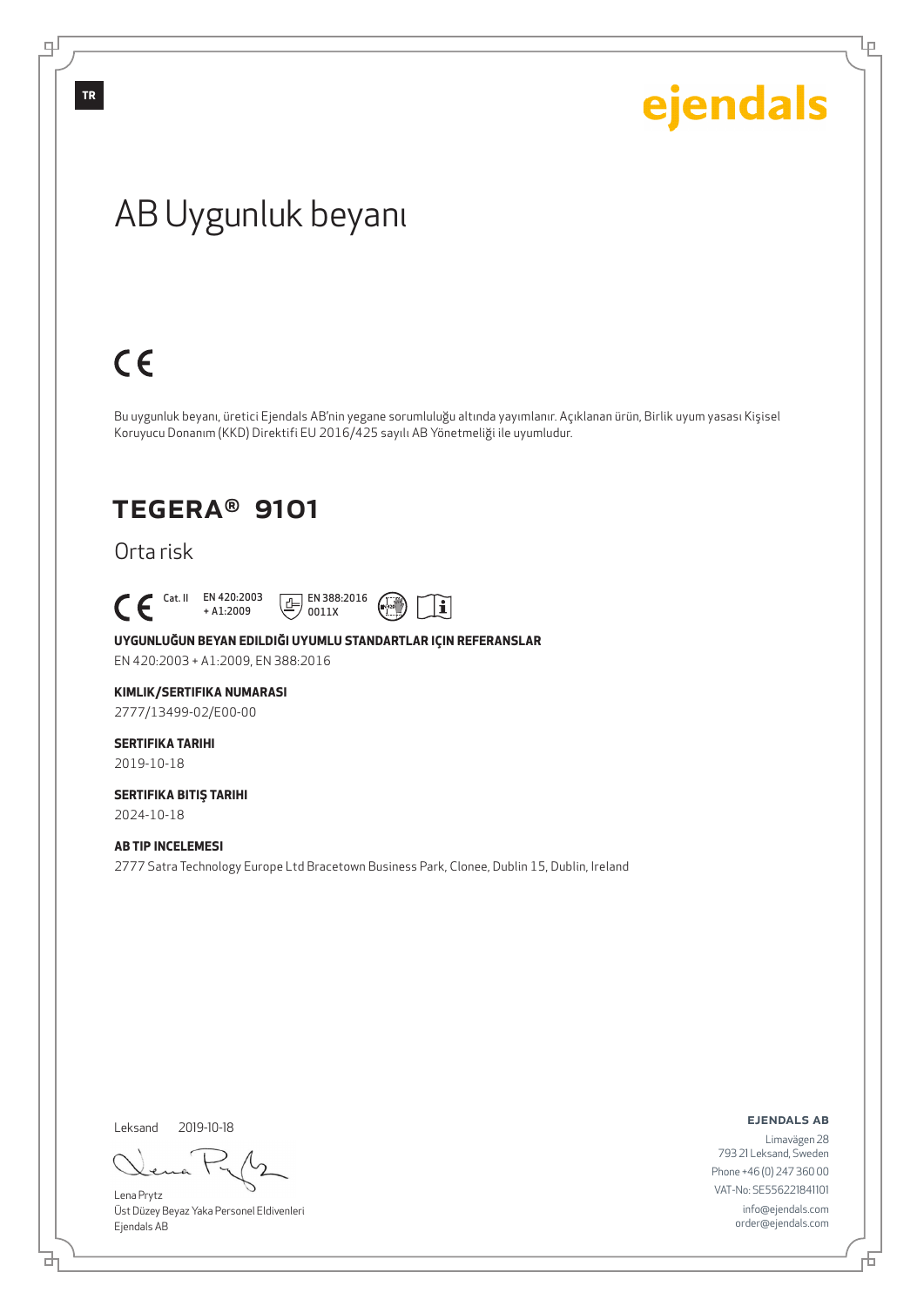TR

ejendals

# AB Uygunluk beyanı

CE

Bu uygunluk beyanı, üretici Ejendals AB'nin yegane sorumluluğu altında yayımlanır. Açıklanan ürün, Birlik uyum yasası Kişisel Koruyucu Donanım (KKD) Direktifi EU 2016/425 sayılı AB Yönetmeliği ile uyumludur.

## TEGERA® 9101

Orta risk

CE Cat. II EN 420:2003 + A1:2009 EN 388:2016 0011X

**UYGUNLUĞUN BEYAN EDILDIĞI UYUMLU STANDARTLAR IÇIN REFERANSLAR**

EN 420:2003 + A1:2009, EN 388:2016

**KIMLIK/SERTIFIKA NUMARASI**

2777/13499-02/E00-00

**SERTIFIKA TARIHI**

2019-10-18

**SERTIFIKA BITIŞ TARIHI**

2024-10-18

**AB TIP INCELEMESI**

2777 Satra Technology Europe Ltd Bracetown Business Park, Clonee, Dublin 15, Dublin, Ireland

Leksand 2019-10-18

Lena Prytz
Üst Düzey Beyaz Yaka Personel Eldivenleri
Ejendals AB

**EJENDALS AB**
Limavägen 28
793 21 Leksand, Sweden
Phone +46 (0) 247 360 00
VAT-No: SE556221841101
info@ejendals.com
order@ejendals.com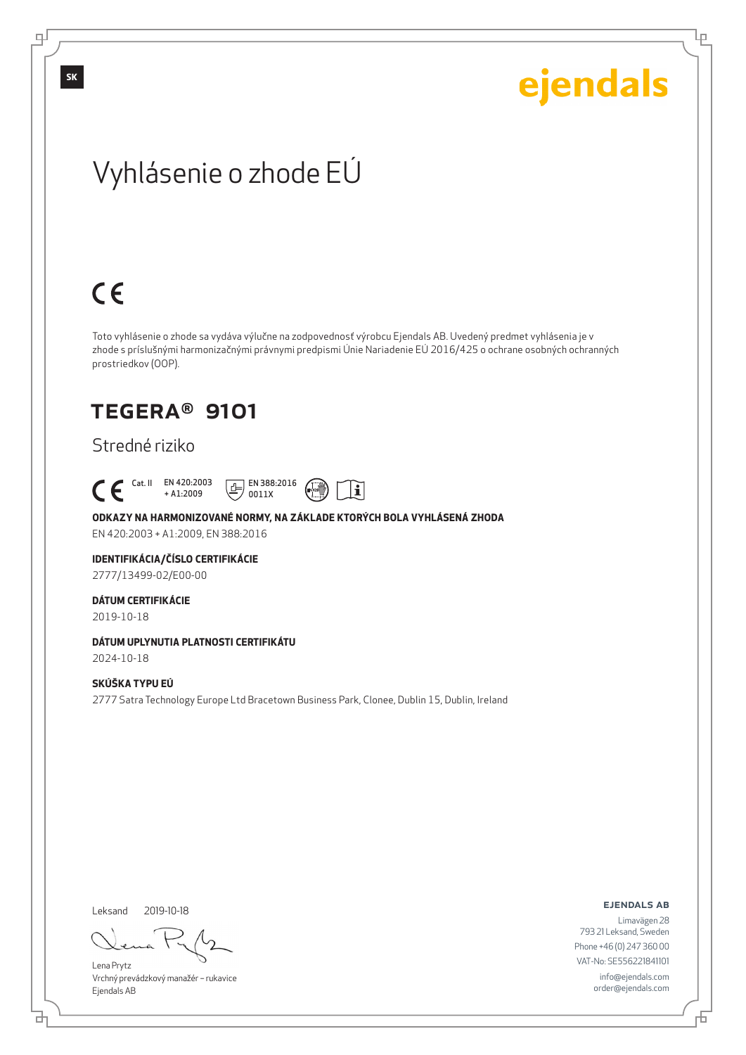SK

ejendals

# Vyhlásenie o zhode EÚ

CE

Toto vyhlásenie o zhode sa vydáva výlučne na zodpovednosť výrobcu Ejendals AB. Uvedený predmet vyhlásenia je v zhode s príslušnými harmonizačnými právnymi predpismi Únie Nariadenie EÚ 2016/425 o ochrane osobných ochranných prostriedkov (OOP).

## TEGERA® 9101

Stredné riziko

CE Cat. II EN 420:2003 + A1:2009 EN 388:2016 0011X

**ODKAZY NA HARMONIZOVANÉ NORMY, NA ZÁKLADE KTORÝCH BOLA VYHLÁSENÁ ZHODA**
EN 420:2003 + A1:2009, EN 388:2016

**IDENTIFIKÁCIA/ČÍSLO CERTIFIKÁCIE**
2777/13499-02/E00-00

**DÁTUM CERTIFIKÁCIE**
2019-10-18

**DÁTUM UPLYNUTIA PLATNOSTI CERTIFIKÁTU**
2024-10-18

**SKÚŠKA TYPU EÚ**
2777 Satra Technology Europe Ltd Bracetown Business Park, Clonee, Dublin 15, Dublin, Ireland

Leksand 2019-10-18

Lena Prytz
Vrchný prevádzkový manažér – rukavice
Ejendals AB

**EJENDALS AB**
Limavägen 28
793 21 Leksand, Sweden
Phone +46 (0) 247 360 00
VAT-No: SE556221841101
info@ejendals.com
order@ejendals.com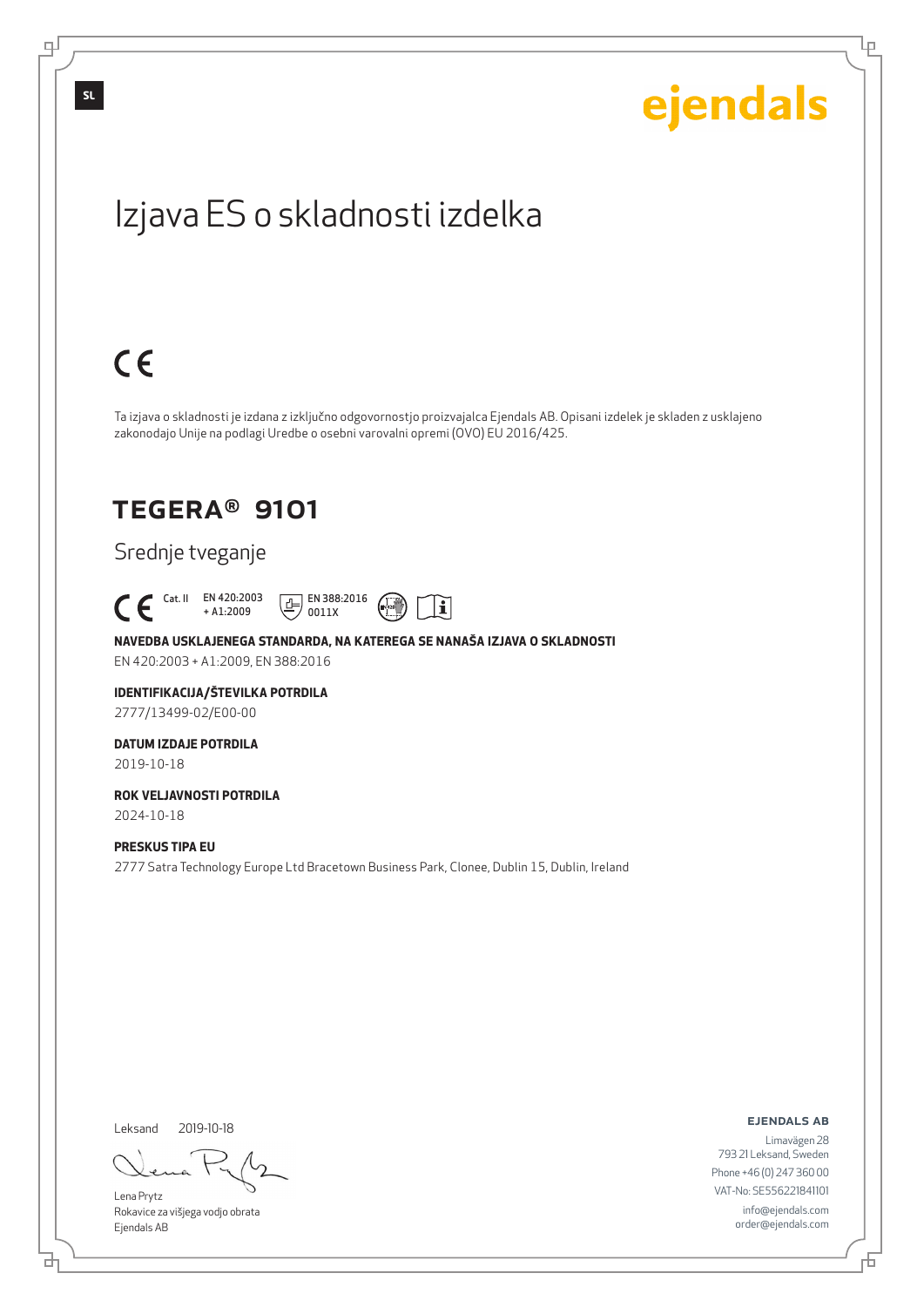SL

ejendals

# Izjava ES o skladnosti izdelka

CE

Ta izjava o skladnosti je izdana z izključno odgovornostjo proizvajalca Ejendals AB. Opisani izdelek je skladen z usklajeno zakonodajo Unije na podlagi Uredbe o osebni varovalni opremi (OVO) EU 2016/425.

## TEGERA® 9101

Srednje tveganje

CE Cat. II EN 420:2003 + A1:2009 EN 388:2016 0011X

**NAVEDBA USKLAJENEGA STANDARDA, NA KATEREGA SE NANAŠA IZJAVA O SKLADNOSTI**
EN 420:2003 + A1:2009, EN 388:2016

**IDENTIFIKACIJA/ŠTEVILKA POTRDILA**
2777/13499-02/E00-00

**DATUM IZDAJE POTRDILA**
2019-10-18

**ROK VELJAVNOSTI POTRDILA**
2024-10-18

**PRESKUS TIPA EU**
2777 Satra Technology Europe Ltd Bracetown Business Park, Clonee, Dublin 15, Dublin, Ireland

Leksand 2019-10-18

Lena Prytz
Rokavice za višjega vodjo obrata
Ejendals AB

**EJENDALS AB**
Limavägen 28
793 21 Leksand, Sweden
Phone +46 (0) 247 360 00
VAT-No: SE556221841101
info@ejendals.com
order@ejendals.com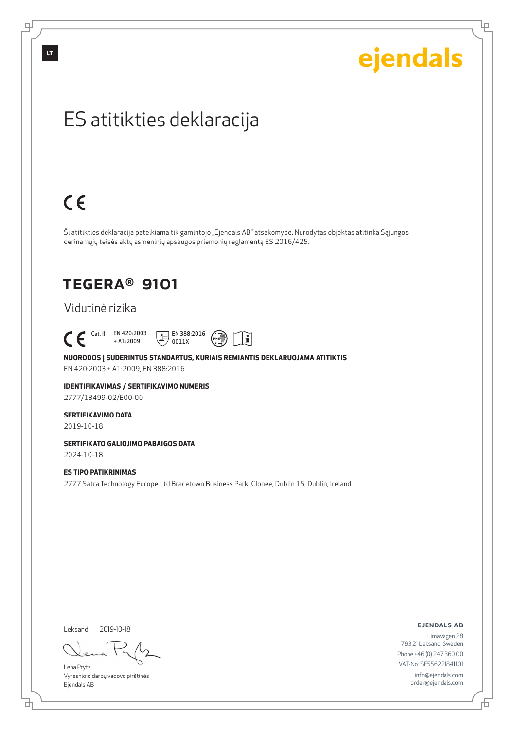ejendals

# ES atitikties deklaracija

CE

Ši atitikties deklaracija pateikiama tik gamintojo „Ejendals AB" atsakomybe. Nurodytas objektas atitinka Sąjungos derinamųjų teisės aktų asmeninių apsaugos priemonių reglamentą ES 2016/425.

## TEGERA® 9101

Vidutinė rizika

CE Cat. II EN 420:2003 + A1:2009 EN 388:2016 0011X

**NUORODOS Į SUDERINTUS STANDARTUS, KURIAIS REMIANTIS DEKLARUOJAMA ATITIKTIS**
EN 420:2003 + A1:2009, EN 388:2016

**IDENTIFIKAVIMAS / SERTIFIKAVIMO NUMERIS**
2777/13499-02/E00-00

**SERTIFIKAVIMO DATA**
2019-10-18

**SERTIFIKATO GALIOJIMO PABAIGOS DATA**
2024-10-18

**ES TIPO PATIKRINIMAS**
2777 Satra Technology Europe Ltd Bracetown Business Park, Clonee, Dublin 15, Dublin, Ireland

Leksand 2019-10-18

Lena Prytz
Vyresniojo darbų vadovo pirštinės
Ejendals AB

**EJENDALS AB**
Limavägen 28
793 21 Leksand, Sweden
Phone +46 (0) 247 360 00
VAT-No: SE556221841101
info@ejendals.com
order@ejendals.com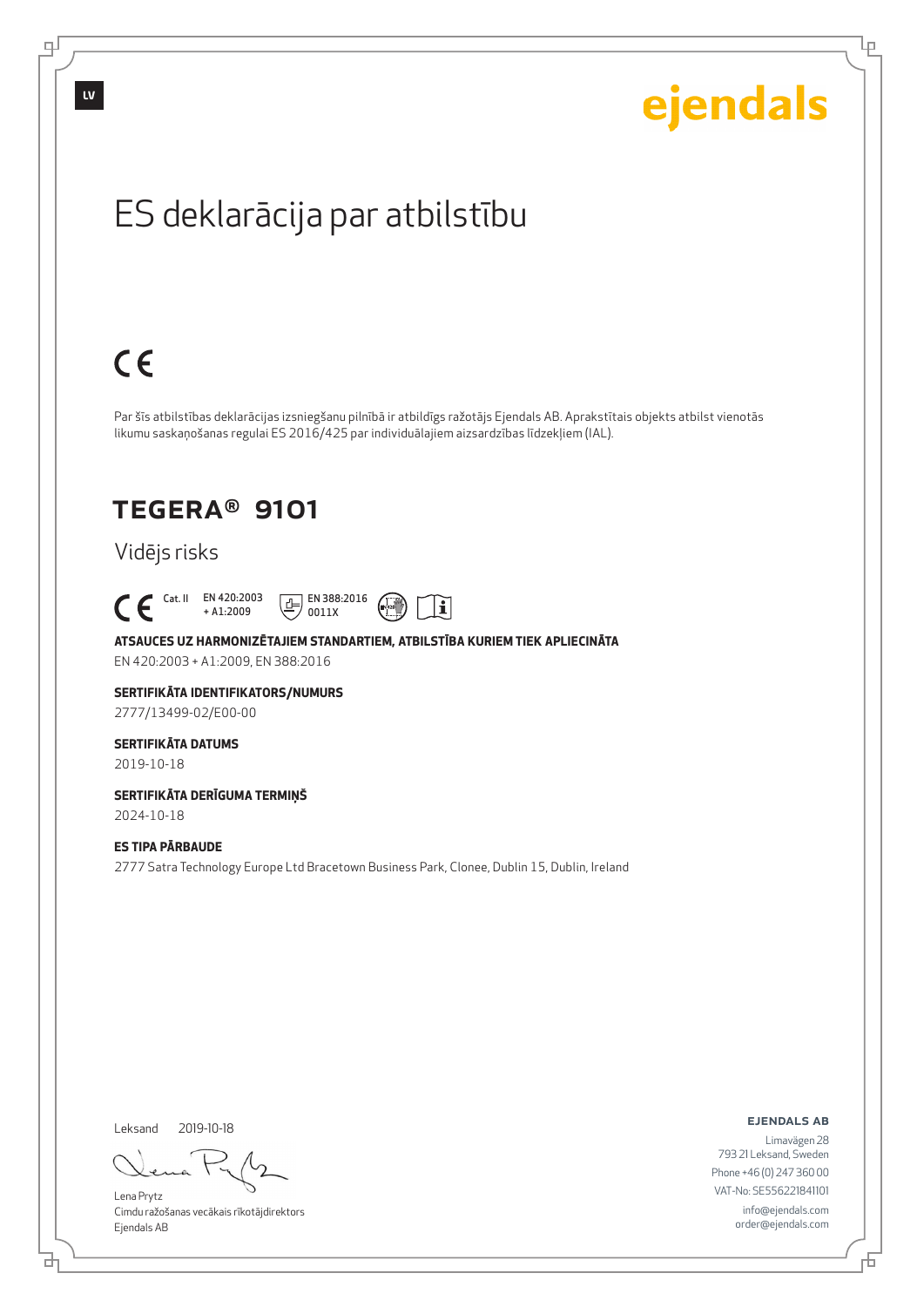LV

ejendals

# ES deklarācija par atbilstību

CE

Par šīs atbilstības deklarācijas izsniegšanu pilnībā ir atbildīgs ražotājs Ejendals AB. Aprakstītais objekts atbilst vienotās likumu saskaņošanas regulai ES 2016/425 par individuālajiem aizsardzības līdzekļiem (IAL).

## TEGERA® 9101

Vidējs risks

CE Cat. II EN 420:2003 + A1:2009 EN 388:2016 0011X

**ATSAUCES UZ HARMONIZĒTAJIEM STANDARTIEM, ATBILSTĪBA KURIEM TIEK APLIECINĀTA**
EN 420:2003 + A1:2009, EN 388:2016

**SERTIFIKĀTA IDENTIFIKATORS/NUMURS**
2777/13499-02/E00-00

**SERTIFIKĀTA DATUMS**
2019-10-18

**SERTIFIKĀTA DERĪGUMA TERMIŅŠ**
2024-10-18

**ES TIPA PĀRBAUDE**
2777 Satra Technology Europe Ltd Bracetown Business Park, Clonee, Dublin 15, Dublin, Ireland

Leksand 2019-10-18

Lena Prytz
Cimdu ražošanas vecākais rīkotājdirektors
Ejendals AB

**EJENDALS AB**
Limavägen 28
793 21 Leksand, Sweden
Phone +46 (0) 247 360 00
VAT-No: SE556221841101
info@ejendals.com
order@ejendals.com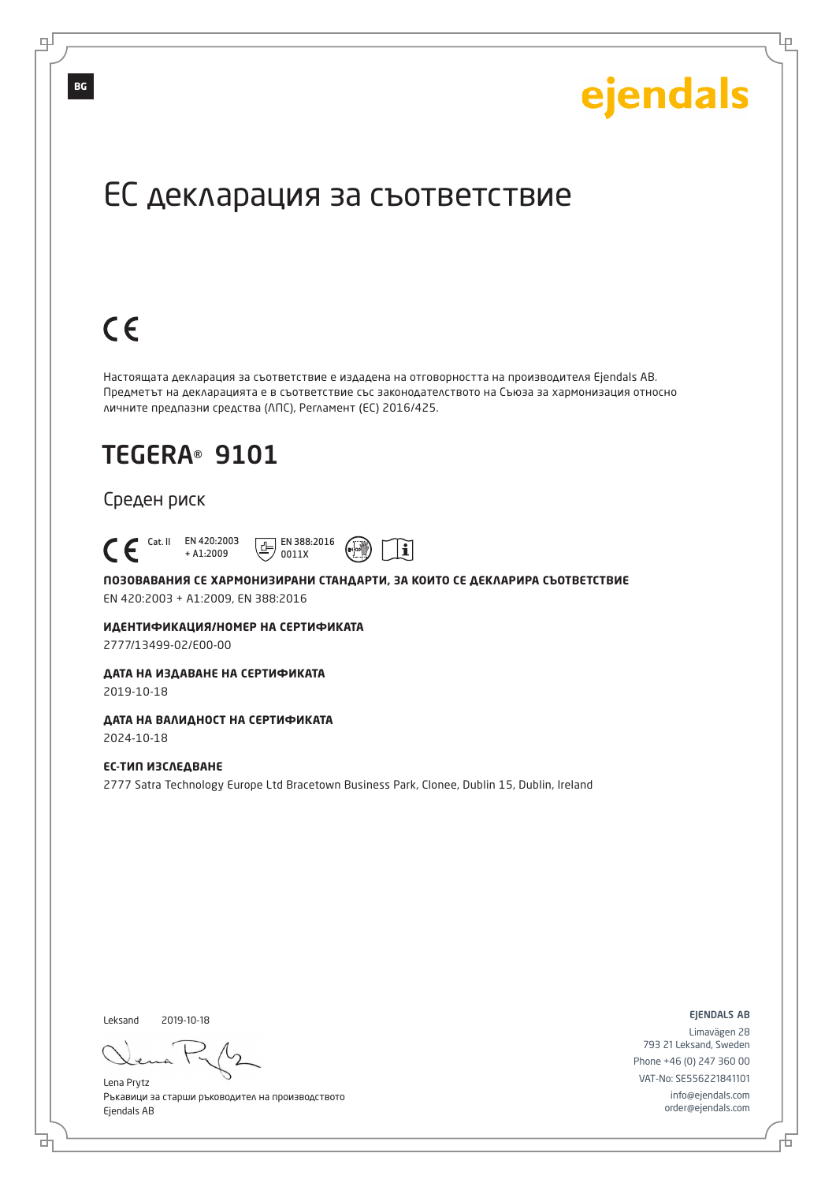BG

ejendals

# ЕС декларация за съответствие

CE

Настоящата декларация за съответствие е издадена на отговорността на производителя Ejendals AB. Предметът на декларацията е в съответствие със законодателството на Съюза за хармонизация относно личните предпазни средства (ЛПС), Регламент (ЕС) 2016/425.

## TEGERA® 9101

Среден риск

CE Cat. II EN 420:2003 + A1:2009 EN 388:2016 0011X

**ПОЗОВАВАНИЯ СЕ ХАРМОНИЗИРАНИ СТАНДАРТИ, ЗА КОИТО СЕ ДЕКЛАРИРА СЪОТВЕТСТВИЕ**
EN 420:2003 + A1:2009, EN 388:2016

**ИДЕНТИФИКАЦИЯ/НОМЕР НА СЕРТИФИКАТА**
2777/13499-02/E00-00

**ДАТА НА ИЗДАВАНЕ НА СЕРТИФИКАТА**
2019-10-18

**ДАТА НА ВАЛИДНОСТ НА СЕРТИФИКАТА**
2024-10-18

**ЕС-ТИП ИЗСЛЕДВАНЕ**
2777 Satra Technology Europe Ltd Bracetown Business Park, Clonee, Dublin 15, Dublin, Ireland

Leksand 2019-10-18

Lena Prytz
Ръкавици за старши ръководител на производството
Ejendals AB

EJENDALS AB
Limavägen 28
793 21 Leksand, Sweden
Phone +46 (0) 247 360 00
VAT-No: SE556221841101
info@ejendals.com
order@ejendals.com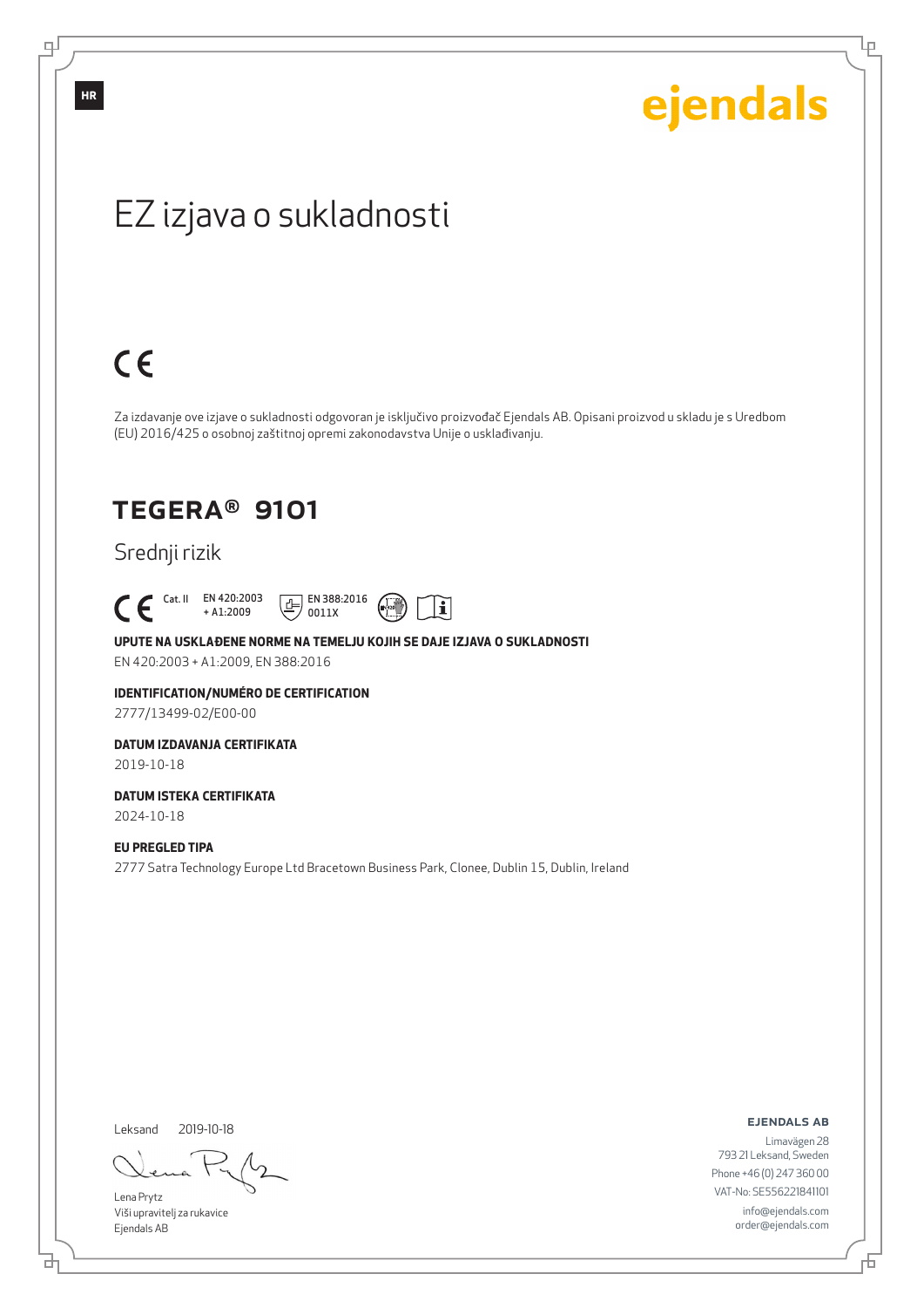HR

ejendals

# EZ izjava o sukladnosti

CE

Za izdavanje ove izjave o sukladnosti odgovoran je isključivo proizvođač Ejendals AB. Opisani proizvod u skladu je s Uredbom (EU) 2016/425 o osobnoj zaštitnoj opremi zakonodavstva Unije o usklađivanju.

## TEGERA® 9101

Srednji rizik

CE Cat. II EN 420:2003 + A1:2009 EN 388:2016 0011X

**UPUTE NA USKLAĐENE NORME NA TEMELJU KOJIH SE DAJE IZJAVA O SUKLADNOSTI**
EN 420:2003 + A1:2009, EN 388:2016

**IDENTIFICATION/NUMÉRO DE CERTIFICATION**
2777/13499-02/E00-00

**DATUM IZDAVANJA CERTIFIKATA**
2019-10-18

**DATUM ISTEKA CERTIFIKATA**
2024-10-18

**EU PREGLED TIPA**
2777 Satra Technology Europe Ltd Bracetown Business Park, Clonee, Dublin 15, Dublin, Ireland

Leksand 2019-10-18

Lena Prytz
Viši upravitelj za rukavice
Ejendals AB

**EJENDALS AB**
Limavägen 28
793 21 Leksand, Sweden
Phone +46 (0) 247 360 00
VAT-No: SE556221841101
info@ejendals.com
order@ejendals.com